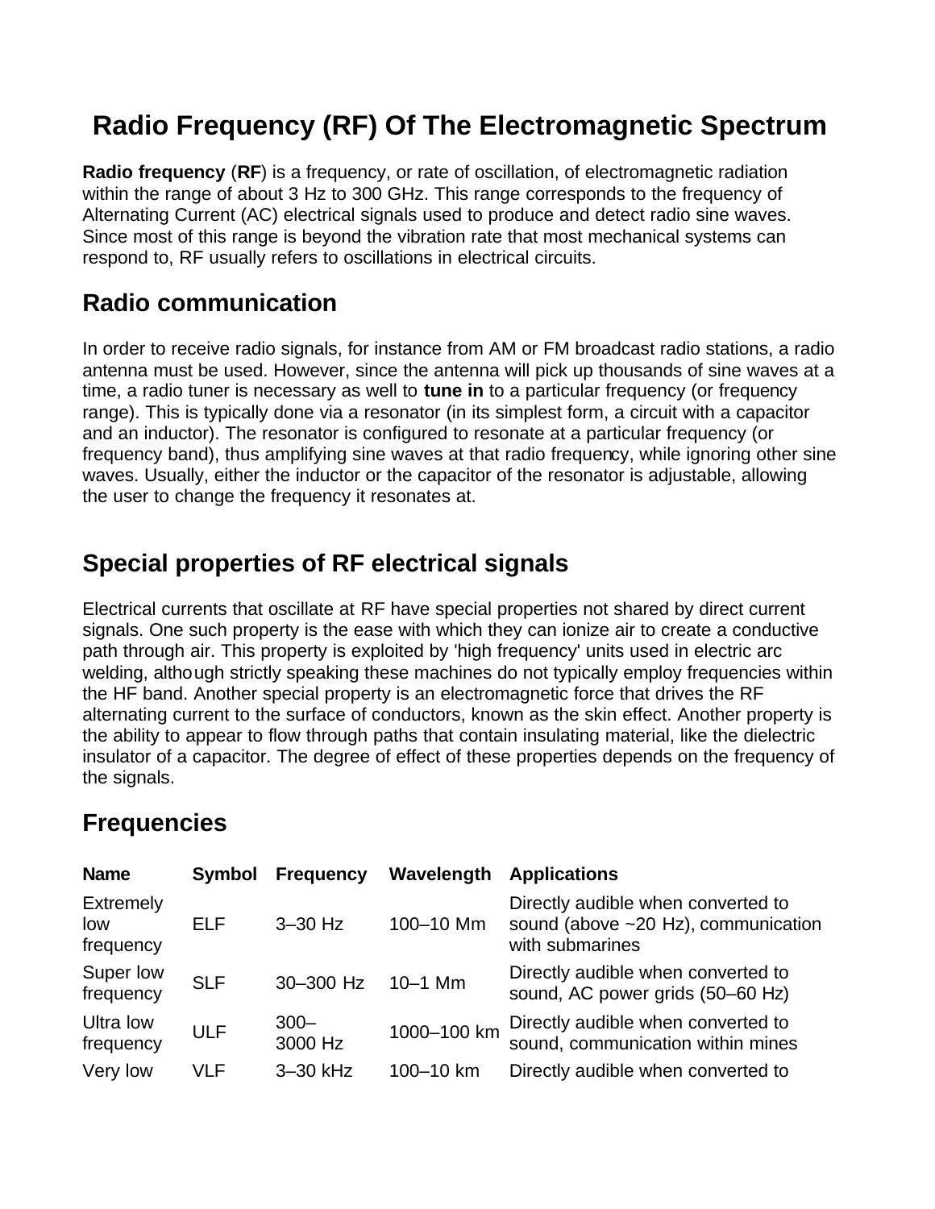# Radio Frequency (RF) Of The Electromagnetic Spectrum

**Radio frequency** (**RF**) is a frequency, or rate of oscillation, of electromagnetic radiation within the range of about 3 Hz to 300 GHz. This range corresponds to the frequency of Alternating Current (AC) electrical signals used to produce and detect radio sine waves. Since most of this range is beyond the vibration rate that most mechanical systems can respond to, RF usually refers to oscillations in electrical circuits.

## Radio communication

In order to receive radio signals, for instance from AM or FM broadcast radio stations, a radio antenna must be used. However, since the antenna will pick up thousands of sine waves at a time, a radio tuner is necessary as well to **tune in** to a particular frequency (or frequency range). This is typically done via a resonator (in its simplest form, a circuit with a capacitor and an inductor). The resonator is configured to resonate at a particular frequency (or frequency band), thus amplifying sine waves at that radio frequency, while ignoring other sine waves. Usually, either the inductor or the capacitor of the resonator is adjustable, allowing the user to change the frequency it resonates at.

## Special properties of RF electrical signals

Electrical currents that oscillate at RF have special properties not shared by direct current signals. One such property is the ease with which they can ionize air to create a conductive path through air. This property is exploited by 'high frequency' units used in electric arc welding, although strictly speaking these machines do not typically employ frequencies within the HF band. Another special property is an electromagnetic force that drives the RF alternating current to the surface of conductors, known as the skin effect. Another property is the ability to appear to flow through paths that contain insulating material, like the dielectric insulator of a capacitor. The degree of effect of these properties depends on the frequency of the signals.

## Frequencies

| Name | Symbol | Frequency | Wavelength | Applications |
|---|---|---|---|---|
| Extremely low frequency | ELF | 3–30 Hz | 100–10 Mm | Directly audible when converted to sound (above ~20 Hz), communication with submarines |
| Super low frequency | SLF | 30–300 Hz | 10–1 Mm | Directly audible when converted to sound, AC power grids (50–60 Hz) |
| Ultra low frequency | ULF | 300–3000 Hz | 1000–100 km | Directly audible when converted to sound, communication within mines |
| Very low | VLF | 3–30 kHz | 100–10 km | Directly audible when converted to |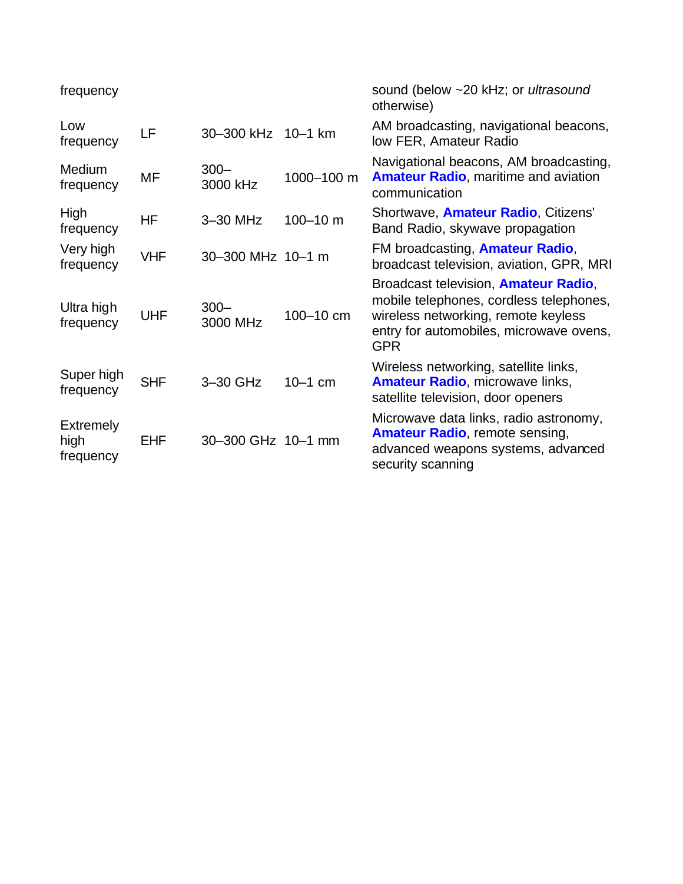| | | | | |
|---|---|---|---|---|
| frequency | | | | sound (below ~20 kHz; or *ultrasound* otherwise) |
| Low frequency | LF | 30–300 kHz | 10–1 km | AM broadcasting, navigational beacons, low FER, Amateur Radio |
| Medium frequency | MF | 300–3000 kHz | 1000–100 m | Navigational beacons, AM broadcasting, **Amateur Radio**, maritime and aviation communication |
| High frequency | HF | 3–30 MHz | 100–10 m | Shortwave, **Amateur Radio**, Citizens' Band Radio, skywave propagation |
| Very high frequency | VHF | 30–300 MHz | 10–1 m | FM broadcasting, **Amateur Radio**, broadcast television, aviation, GPR, MRI |
| Ultra high frequency | UHF | 300–3000 MHz | 100–10 cm | Broadcast television, **Amateur Radio**, mobile telephones, cordless telephones, wireless networking, remote keyless entry for automobiles, microwave ovens, GPR |
| Super high frequency | SHF | 3–30 GHz | 10–1 cm | Wireless networking, satellite links, **Amateur Radio**, microwave links, satellite television, door openers |
| Extremely high frequency | EHF | 30–300 GHz | 10–1 mm | Microwave data links, radio astronomy, **Amateur Radio**, remote sensing, advanced weapons systems, advanced security scanning |